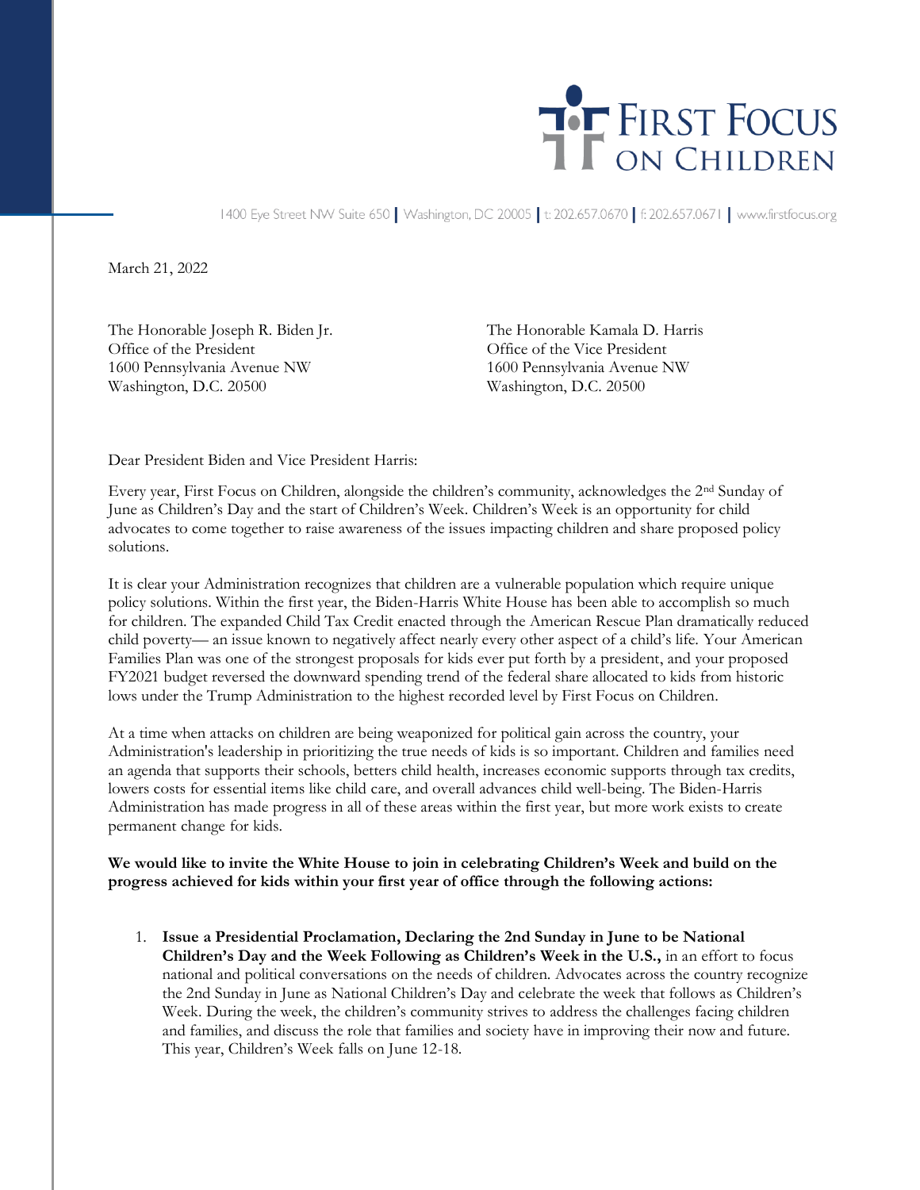# First Focus on Children

1400 Eye Street NW Suite 650 | Washington, DC 20005 | t: 202.657.0670 | f: 202.657.0671 | www.firstfocus.org

March 21, 2022

The Honorable Joseph R. Biden Jr.
Office of the President
1600 Pennsylvania Avenue NW
Washington, D.C. 20500

The Honorable Kamala D. Harris
Office of the Vice President
1600 Pennsylvania Avenue NW
Washington, D.C. 20500

Dear President Biden and Vice President Harris:

Every year, First Focus on Children, alongside the children's community, acknowledges the 2nd Sunday of June as Children's Day and the start of Children's Week. Children's Week is an opportunity for child advocates to come together to raise awareness of the issues impacting children and share proposed policy solutions.

It is clear your Administration recognizes that children are a vulnerable population which require unique policy solutions. Within the first year, the Biden-Harris White House has been able to accomplish so much for children. The expanded Child Tax Credit enacted through the American Rescue Plan dramatically reduced child poverty— an issue known to negatively affect nearly every other aspect of a child's life. Your American Families Plan was one of the strongest proposals for kids ever put forth by a president, and your proposed FY2021 budget reversed the downward spending trend of the federal share allocated to kids from historic lows under the Trump Administration to the highest recorded level by First Focus on Children.

At a time when attacks on children are being weaponized for political gain across the country, your Administration's leadership in prioritizing the true needs of kids is so important. Children and families need an agenda that supports their schools, betters child health, increases economic supports through tax credits, lowers costs for essential items like child care, and overall advances child well-being. The Biden-Harris Administration has made progress in all of these areas within the first year, but more work exists to create permanent change for kids.

**We would like to invite the White House to join in celebrating Children's Week and build on the progress achieved for kids within your first year of office through the following actions:**

1. **Issue a Presidential Proclamation, Declaring the 2nd Sunday in June to be National Children's Day and the Week Following as Children's Week in the U.S.,** in an effort to focus national and political conversations on the needs of children. Advocates across the country recognize the 2nd Sunday in June as National Children's Day and celebrate the week that follows as Children's Week. During the week, the children's community strives to address the challenges facing children and families, and discuss the role that families and society have in improving their now and future. This year, Children's Week falls on June 12-18.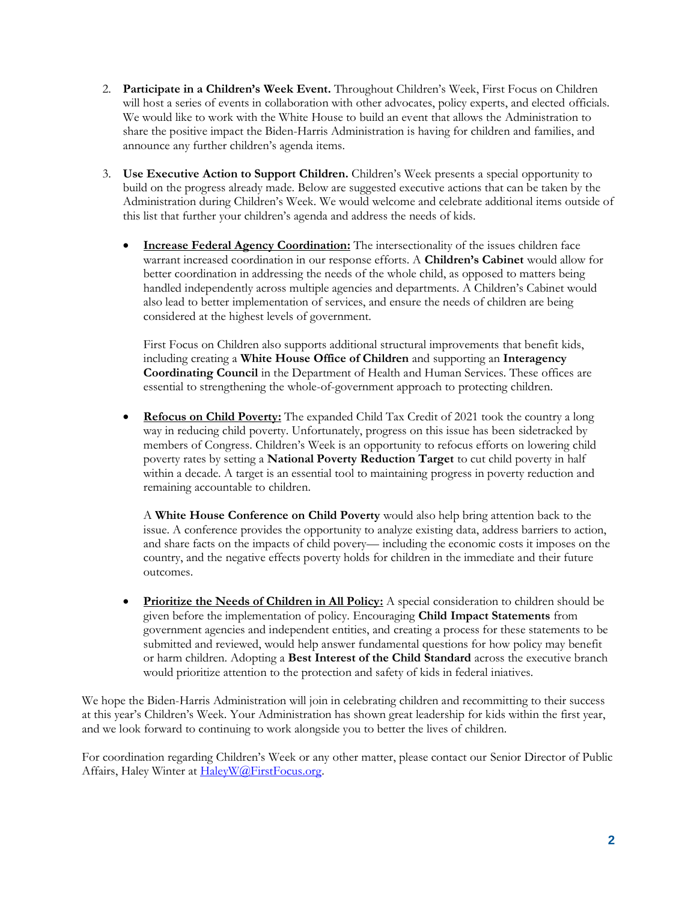2. **Participate in a Children's Week Event.** Throughout Children's Week, First Focus on Children will host a series of events in collaboration with other advocates, policy experts, and elected officials. We would like to work with the White House to build an event that allows the Administration to share the positive impact the Biden-Harris Administration is having for children and families, and announce any further children's agenda items.

3. **Use Executive Action to Support Children.** Children's Week presents a special opportunity to build on the progress already made. Below are suggested executive actions that can be taken by the Administration during Children's Week. We would welcome and celebrate additional items outside of this list that further your children's agenda and address the needs of kids.

   - **Increase Federal Agency Coordination:** The intersectionality of the issues children face warrant increased coordination in our response efforts. A **Children's Cabinet** would allow for better coordination in addressing the needs of the whole child, as opposed to matters being handled independently across multiple agencies and departments. A Children's Cabinet would also lead to better implementation of services, and ensure the needs of children are being considered at the highest levels of government.

     First Focus on Children also supports additional structural improvements that benefit kids, including creating a **White House Office of Children** and supporting an **Interagency Coordinating Council** in the Department of Health and Human Services. These offices are essential to strengthening the whole-of-government approach to protecting children.

   - **Refocus on Child Poverty:** The expanded Child Tax Credit of 2021 took the country a long way in reducing child poverty. Unfortunately, progress on this issue has been sidetracked by members of Congress. Children's Week is an opportunity to refocus efforts on lowering child poverty rates by setting a **National Poverty Reduction Target** to cut child poverty in half within a decade. A target is an essential tool to maintaining progress in poverty reduction and remaining accountable to children.

     A **White House Conference on Child Poverty** would also help bring attention back to the issue. A conference provides the opportunity to analyze existing data, address barriers to action, and share facts on the impacts of child povery— including the economic costs it imposes on the country, and the negative effects poverty holds for children in the immediate and their future outcomes.

   - **Prioritize the Needs of Children in All Policy:** A special consideration to children should be given before the implementation of policy. Encouraging **Child Impact Statements** from government agencies and independent entities, and creating a process for these statements to be submitted and reviewed, would help answer fundamental questions for how policy may benefit or harm children. Adopting a **Best Interest of the Child Standard** across the executive branch would prioritize attention to the protection and safety of kids in federal iniatives.

We hope the Biden-Harris Administration will join in celebrating children and recommitting to their success at this year's Children's Week. Your Administration has shown great leadership for kids within the first year, and we look forward to continuing to work alongside you to better the lives of children.

For coordination regarding Children's Week or any other matter, please contact our Senior Director of Public Affairs, Haley Winter at HaleyW@FirstFocus.org.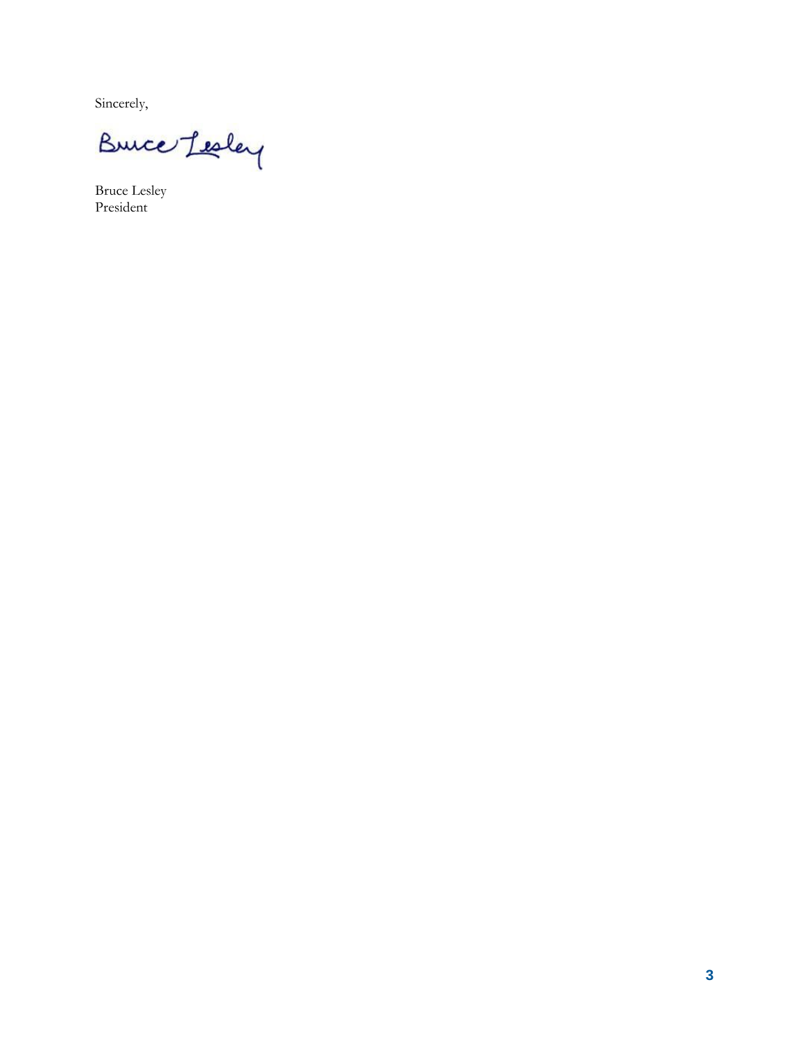Sincerely,

Bruce Lesley

Bruce Lesley
President